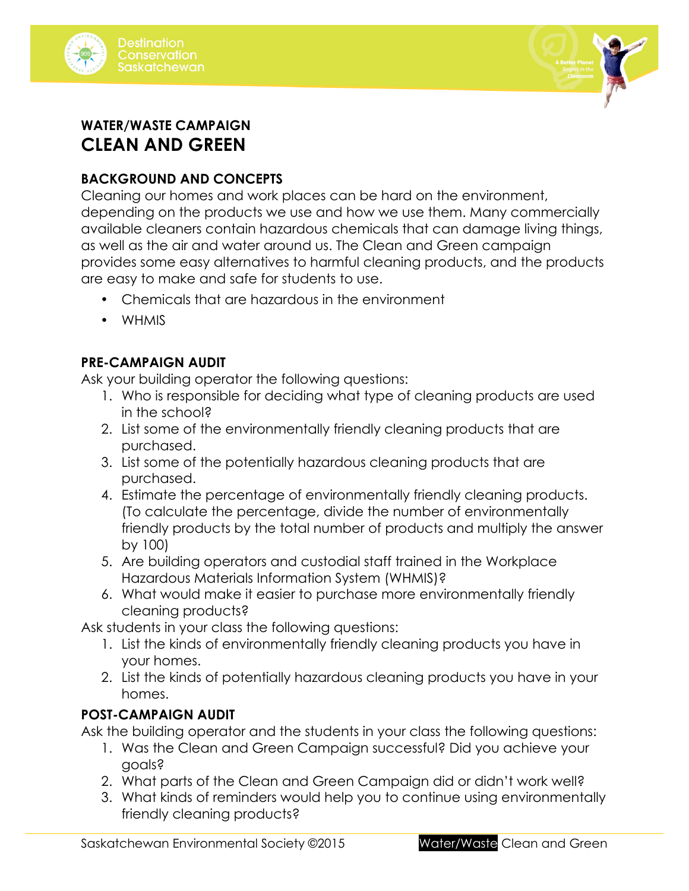## WATER/WASTE CAMPAIGN

# CLEAN AND GREEN

### BACKGROUND AND CONCEPTS

Cleaning our homes and work places can be hard on the environment, depending on the products we use and how we use them. Many commercially available cleaners contain hazardous chemicals that can damage living things, as well as the air and water around us. The Clean and Green campaign provides some easy alternatives to harmful cleaning products, and the products are easy to make and safe for students to use.

- Chemicals that are hazardous in the environment
- WHMIS

### PRE-CAMPAIGN AUDIT

Ask your building operator the following questions:

1. Who is responsible for deciding what type of cleaning products are used in the school?
2. List some of the environmentally friendly cleaning products that are purchased.
3. List some of the potentially hazardous cleaning products that are purchased.
4. Estimate the percentage of environmentally friendly cleaning products. (To calculate the percentage, divide the number of environmentally friendly products by the total number of products and multiply the answer by 100)
5. Are building operators and custodial staff trained in the Workplace Hazardous Materials Information System (WHMIS)?
6. What would make it easier to purchase more environmentally friendly cleaning products?

Ask students in your class the following questions:

1. List the kinds of environmentally friendly cleaning products you have in your homes.
2. List the kinds of potentially hazardous cleaning products you have in your homes.

### POST-CAMPAIGN AUDIT

Ask the building operator and the students in your class the following questions:

1. Was the Clean and Green Campaign successful? Did you achieve your goals?
2. What parts of the Clean and Green Campaign did or didn't work well?
3. What kinds of reminders would help you to continue using environmentally friendly cleaning products?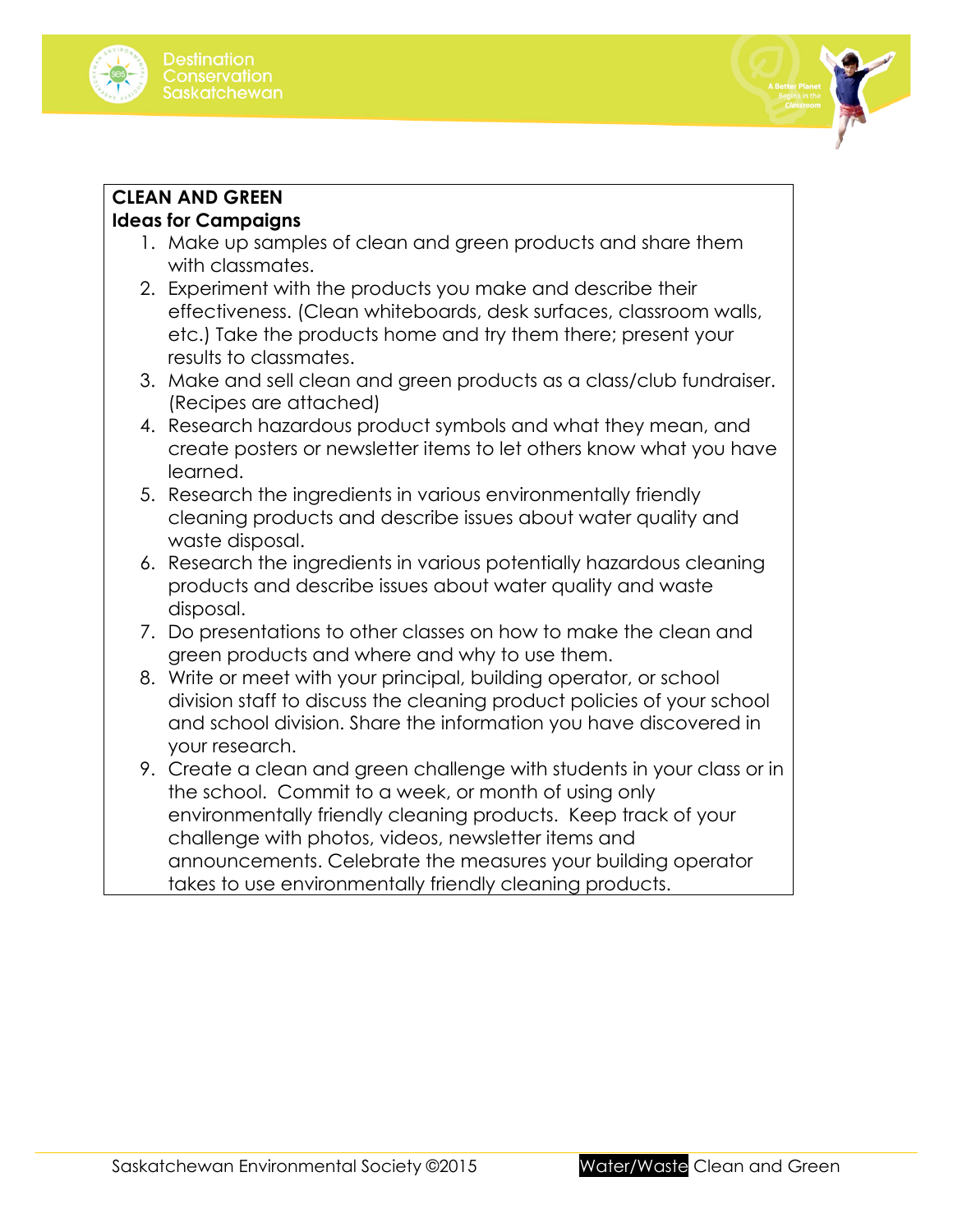**CLEAN AND GREEN**
**Ideas for Campaigns**

1. Make up samples of clean and green products and share them with classmates.
2. Experiment with the products you make and describe their effectiveness. (Clean whiteboards, desk surfaces, classroom walls, etc.) Take the products home and try them there; present your results to classmates.
3. Make and sell clean and green products as a class/club fundraiser. (Recipes are attached)
4. Research hazardous product symbols and what they mean, and create posters or newsletter items to let others know what you have learned.
5. Research the ingredients in various environmentally friendly cleaning products and describe issues about water quality and waste disposal.
6. Research the ingredients in various potentially hazardous cleaning products and describe issues about water quality and waste disposal.
7. Do presentations to other classes on how to make the clean and green products and where and why to use them.
8. Write or meet with your principal, building operator, or school division staff to discuss the cleaning product policies of your school and school division. Share the information you have discovered in your research.
9. Create a clean and green challenge with students in your class or in the school. Commit to a week, or month of using only environmentally friendly cleaning products. Keep track of your challenge with photos, videos, newsletter items and announcements. Celebrate the measures your building operator takes to use environmentally friendly cleaning products.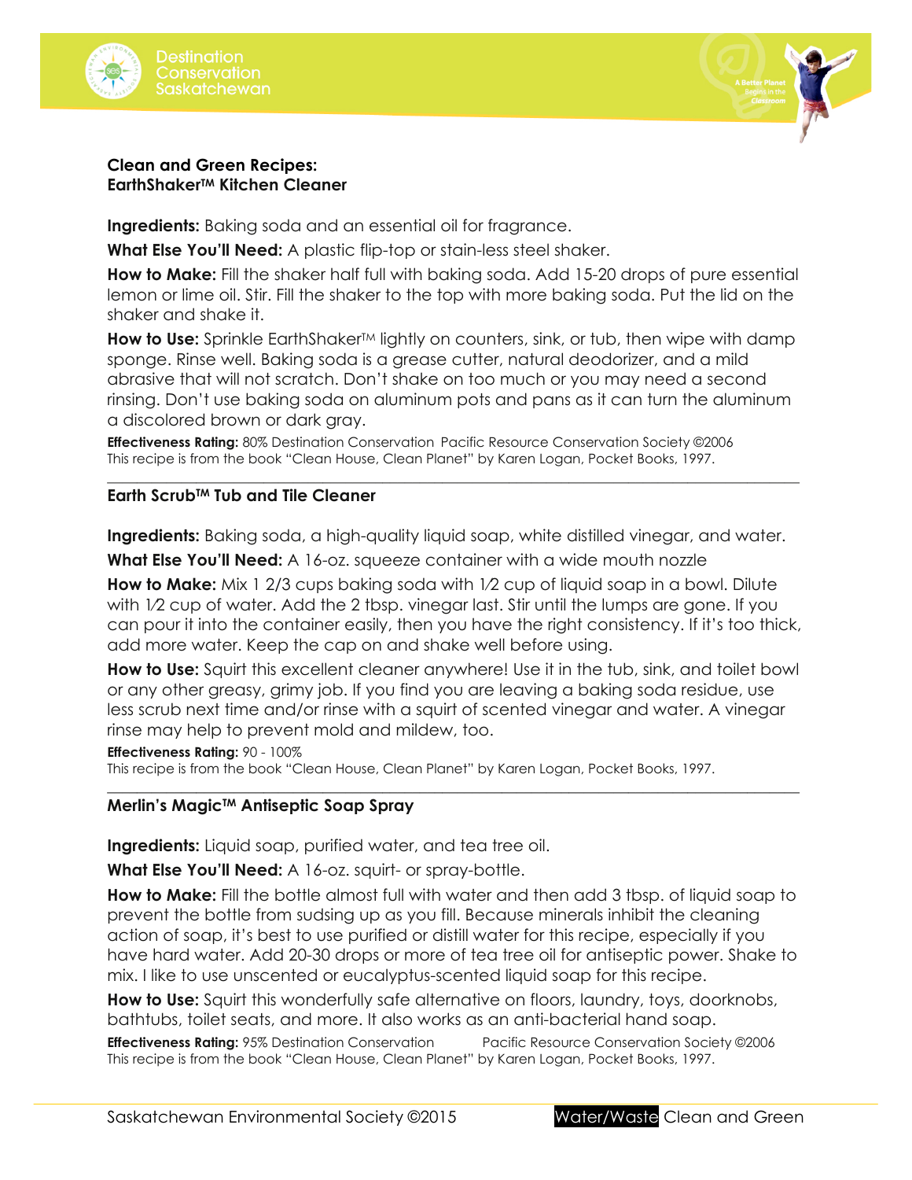## Clean and Green Recipes:
## EarthShaker™ Kitchen Cleaner

**Ingredients:** Baking soda and an essential oil for fragrance.

**What Else You'll Need:** A plastic flip-top or stain-less steel shaker.

**How to Make:** Fill the shaker half full with baking soda. Add 15-20 drops of pure essential lemon or lime oil. Stir. Fill the shaker to the top with more baking soda. Put the lid on the shaker and shake it.

**How to Use:** Sprinkle EarthShaker™ lightly on counters, sink, or tub, then wipe with damp sponge. Rinse well. Baking soda is a grease cutter, natural deodorizer, and a mild abrasive that will not scratch. Don't shake on too much or you may need a second rinsing. Don't use baking soda on aluminum pots and pans as it can turn the aluminum a discolored brown or dark gray.

**Effectiveness Rating:** 80% Destination Conservation Pacific Resource Conservation Society ©2006
This recipe is from the book "Clean House, Clean Planet" by Karen Logan, Pocket Books, 1997.

---

## Earth Scrub™ Tub and Tile Cleaner

**Ingredients:** Baking soda, a high-quality liquid soap, white distilled vinegar, and water.

**What Else You'll Need:** A 16-oz. squeeze container with a wide mouth nozzle

**How to Make:** Mix 1 2/3 cups baking soda with 1⁄2 cup of liquid soap in a bowl. Dilute with 1⁄2 cup of water. Add the 2 tbsp. vinegar last. Stir until the lumps are gone. If you can pour it into the container easily, then you have the right consistency. If it's too thick, add more water. Keep the cap on and shake well before using.

**How to Use:** Squirt this excellent cleaner anywhere! Use it in the tub, sink, and toilet bowl or any other greasy, grimy job. If you find you are leaving a baking soda residue, use less scrub next time and/or rinse with a squirt of scented vinegar and water. A vinegar rinse may help to prevent mold and mildew, too.

**Effectiveness Rating:** 90 - 100%
This recipe is from the book "Clean House, Clean Planet" by Karen Logan, Pocket Books, 1997.

---

## Merlin's Magic™ Antiseptic Soap Spray

**Ingredients:** Liquid soap, purified water, and tea tree oil.

**What Else You'll Need:** A 16-oz. squirt- or spray-bottle.

**How to Make:** Fill the bottle almost full with water and then add 3 tbsp. of liquid soap to prevent the bottle from sudsing up as you fill. Because minerals inhibit the cleaning action of soap, it's best to use purified or distill water for this recipe, especially if you have hard water. Add 20-30 drops or more of tea tree oil for antiseptic power. Shake to mix. I like to use unscented or eucalyptus-scented liquid soap for this recipe.

**How to Use:** Squirt this wonderfully safe alternative on floors, laundry, toys, doorknobs, bathtubs, toilet seats, and more. It also works as an anti-bacterial hand soap.

**Effectiveness Rating:** 95% Destination Conservation Pacific Resource Conservation Society ©2006
This recipe is from the book "Clean House, Clean Planet" by Karen Logan, Pocket Books, 1997.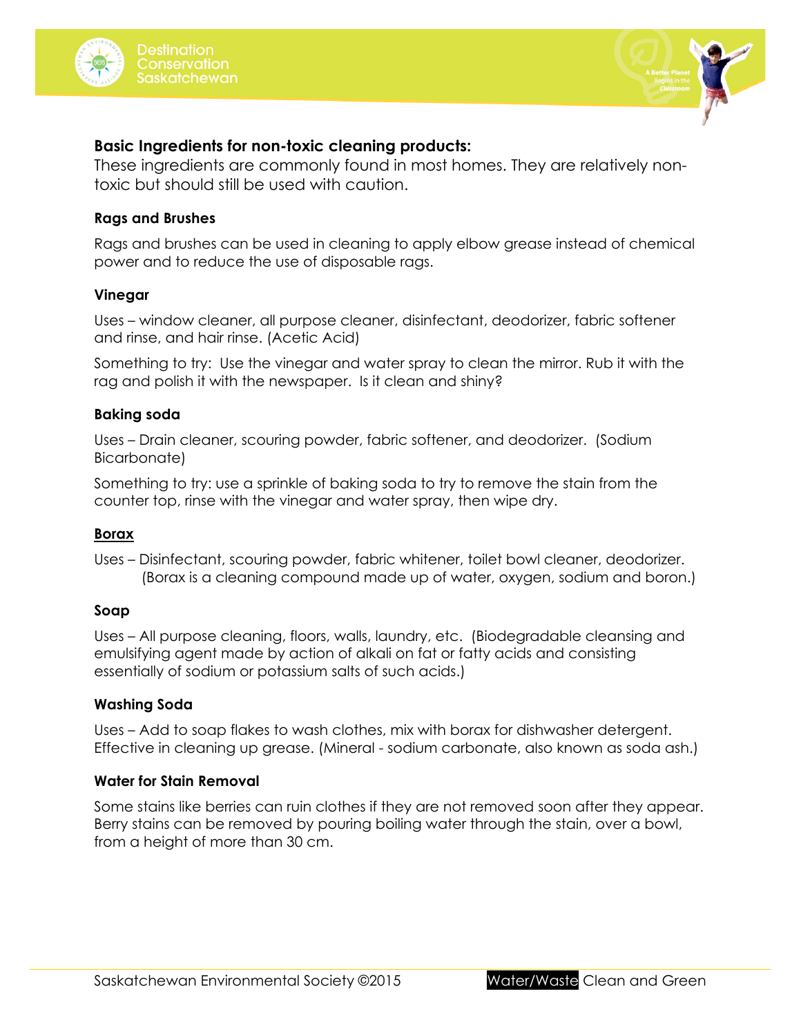## Basic Ingredients for non-toxic cleaning products:

These ingredients are commonly found in most homes. They are relatively non-toxic but should still be used with caution.

### Rags and Brushes

Rags and brushes can be used in cleaning to apply elbow grease instead of chemical power and to reduce the use of disposable rags.

### Vinegar

Uses – window cleaner, all purpose cleaner, disinfectant, deodorizer, fabric softener and rinse, and hair rinse. (Acetic Acid)

Something to try: Use the vinegar and water spray to clean the mirror. Rub it with the rag and polish it with the newspaper. Is it clean and shiny?

### Baking soda

Uses – Drain cleaner, scouring powder, fabric softener, and deodorizer. (Sodium Bicarbonate)

Something to try: use a sprinkle of baking soda to try to remove the stain from the counter top, rinse with the vinegar and water spray, then wipe dry.

### Borax

Uses – Disinfectant, scouring powder, fabric whitener, toilet bowl cleaner, deodorizer. (Borax is a cleaning compound made up of water, oxygen, sodium and boron.)

### Soap

Uses – All purpose cleaning, floors, walls, laundry, etc. (Biodegradable cleansing and emulsifying agent made by action of alkali on fat or fatty acids and consisting essentially of sodium or potassium salts of such acids.)

### Washing Soda

Uses – Add to soap flakes to wash clothes, mix with borax for dishwasher detergent. Effective in cleaning up grease. (Mineral - sodium carbonate, also known as soda ash.)

### Water for Stain Removal

Some stains like berries can ruin clothes if they are not removed soon after they appear. Berry stains can be removed by pouring boiling water through the stain, over a bowl, from a height of more than 30 cm.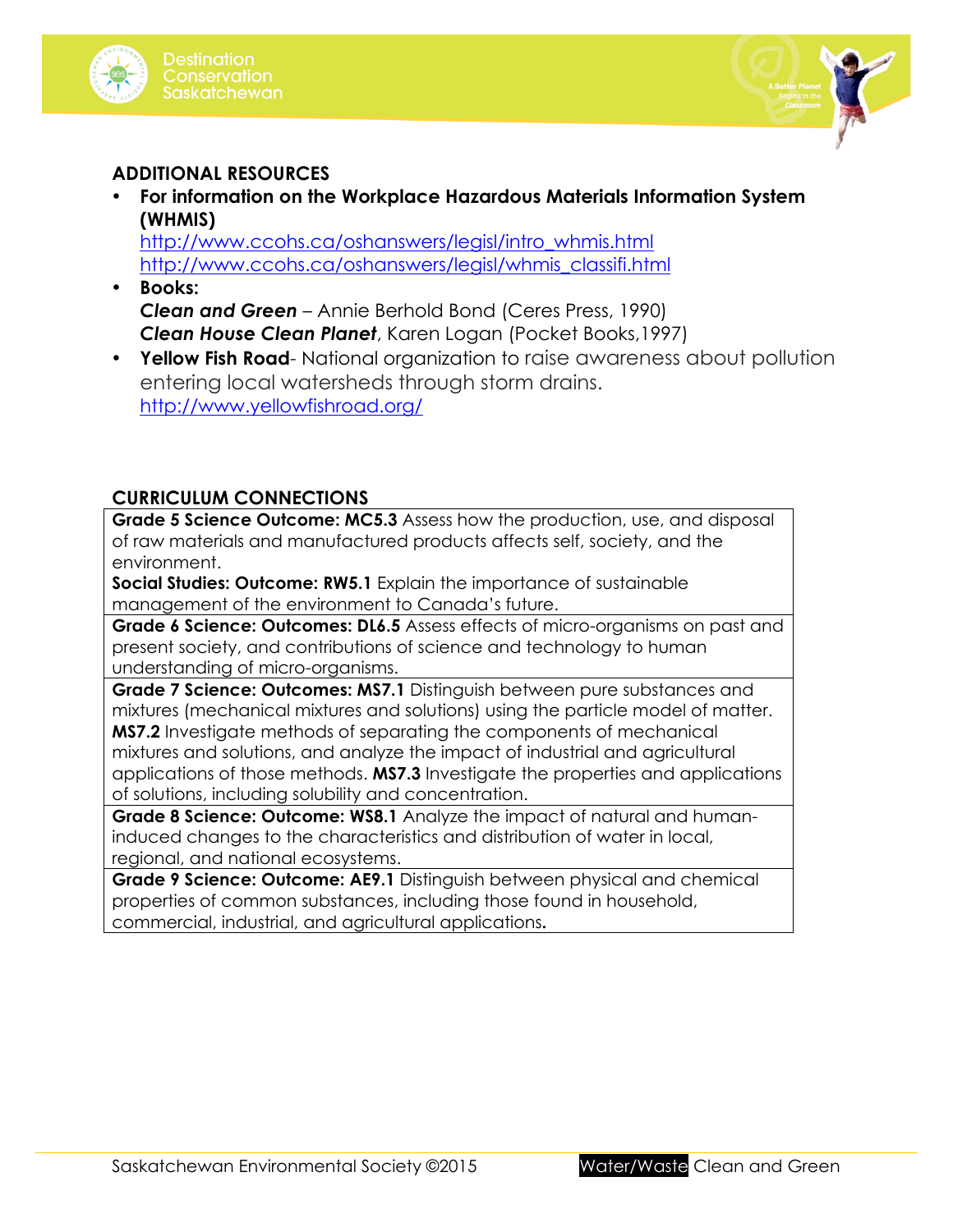## ADDITIONAL RESOURCES

- **For information on the Workplace Hazardous Materials Information System (WHMIS)**
  http://www.ccohs.ca/oshanswers/legisl/intro_whmis.html
  http://www.ccohs.ca/oshanswers/legisl/whmis_classifi.html
- **Books:**
  ***Clean and Green*** – Annie Berhold Bond (Ceres Press, 1990)
  ***Clean House Clean Planet***, Karen Logan (Pocket Books,1997)
- **Yellow Fish Road**- National organization to raise awareness about pollution entering local watersheds through storm drains.
  http://www.yellowfishroad.org/

## CURRICULUM CONNECTIONS

| |
|---|
| **Grade 5 Science Outcome: MC5.3** Assess how the production, use, and disposal of raw materials and manufactured products affects self, society, and the environment. **Social Studies: Outcome: RW5.1** Explain the importance of sustainable management of the environment to Canada's future. |
| **Grade 6 Science: Outcomes: DL6.5** Assess effects of micro-organisms on past and present society, and contributions of science and technology to human understanding of micro-organisms. |
| **Grade 7 Science: Outcomes: MS7.1** Distinguish between pure substances and mixtures (mechanical mixtures and solutions) using the particle model of matter. **MS7.2** Investigate methods of separating the components of mechanical mixtures and solutions, and analyze the impact of industrial and agricultural applications of those methods. **MS7.3** Investigate the properties and applications of solutions, including solubility and concentration. |
| **Grade 8 Science: Outcome: WS8.1** Analyze the impact of natural and human-induced changes to the characteristics and distribution of water in local, regional, and national ecosystems. |
| **Grade 9 Science: Outcome: AE9.1** Distinguish between physical and chemical properties of common substances, including those found in household, commercial, industrial, and agricultural applications**.** |